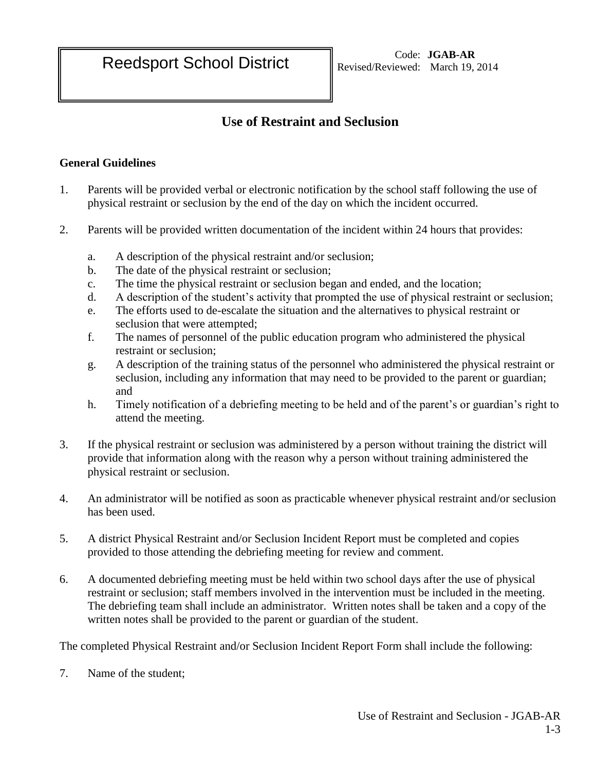Reedsport School District

Code: **JGAB-AR**
Revised/Reviewed: March 19, 2014

# Use of Restraint and Seclusion

**General Guidelines**

1. Parents will be provided verbal or electronic notification by the school staff following the use of physical restraint or seclusion by the end of the day on which the incident occurred.

2. Parents will be provided written documentation of the incident within 24 hours that provides:

    a. A description of the physical restraint and/or seclusion;
    b. The date of the physical restraint or seclusion;
    c. The time the physical restraint or seclusion began and ended, and the location;
    d. A description of the student's activity that prompted the use of physical restraint or seclusion;
    e. The efforts used to de-escalate the situation and the alternatives to physical restraint or seclusion that were attempted;
    f. The names of personnel of the public education program who administered the physical restraint or seclusion;
    g. A description of the training status of the personnel who administered the physical restraint or seclusion, including any information that may need to be provided to the parent or guardian; and
    h. Timely notification of a debriefing meeting to be held and of the parent's or guardian's right to attend the meeting.

3. If the physical restraint or seclusion was administered by a person without training the district will provide that information along with the reason why a person without training administered the physical restraint or seclusion.

4. An administrator will be notified as soon as practicable whenever physical restraint and/or seclusion has been used.

5. A district Physical Restraint and/or Seclusion Incident Report must be completed and copies provided to those attending the debriefing meeting for review and comment.

6. A documented debriefing meeting must be held within two school days after the use of physical restraint or seclusion; staff members involved in the intervention must be included in the meeting. The debriefing team shall include an administrator. Written notes shall be taken and a copy of the written notes shall be provided to the parent or guardian of the student.

The completed Physical Restraint and/or Seclusion Incident Report Form shall include the following:

7. Name of the student;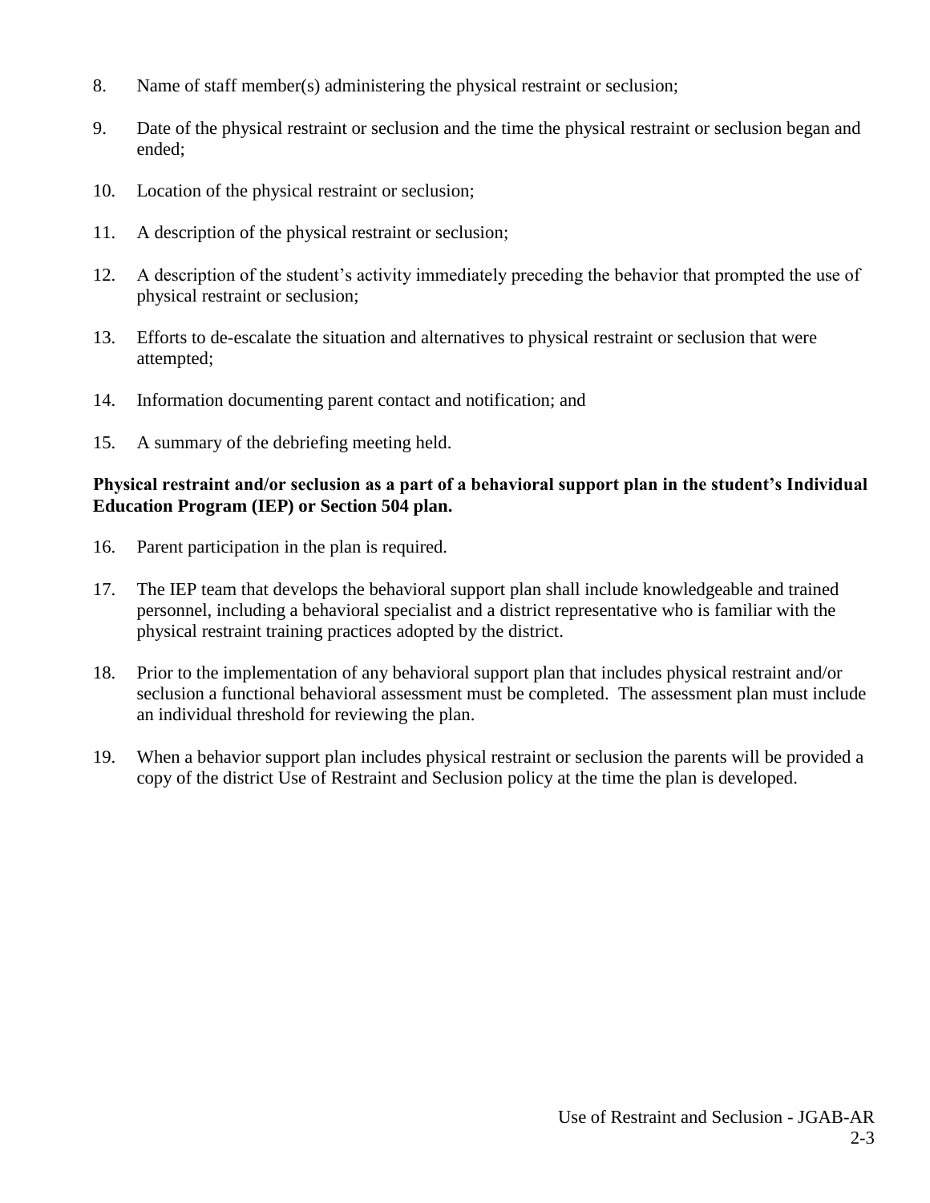8. Name of staff member(s) administering the physical restraint or seclusion;

9. Date of the physical restraint or seclusion and the time the physical restraint or seclusion began and ended;

10. Location of the physical restraint or seclusion;

11. A description of the physical restraint or seclusion;

12. A description of the student's activity immediately preceding the behavior that prompted the use of physical restraint or seclusion;

13. Efforts to de-escalate the situation and alternatives to physical restraint or seclusion that were attempted;

14. Information documenting parent contact and notification; and

15. A summary of the debriefing meeting held.

**Physical restraint and/or seclusion as a part of a behavioral support plan in the student's Individual Education Program (IEP) or Section 504 plan.**

16. Parent participation in the plan is required.

17. The IEP team that develops the behavioral support plan shall include knowledgeable and trained personnel, including a behavioral specialist and a district representative who is familiar with the physical restraint training practices adopted by the district.

18. Prior to the implementation of any behavioral support plan that includes physical restraint and/or seclusion a functional behavioral assessment must be completed. The assessment plan must include an individual threshold for reviewing the plan.

19. When a behavior support plan includes physical restraint or seclusion the parents will be provided a copy of the district Use of Restraint and Seclusion policy at the time the plan is developed.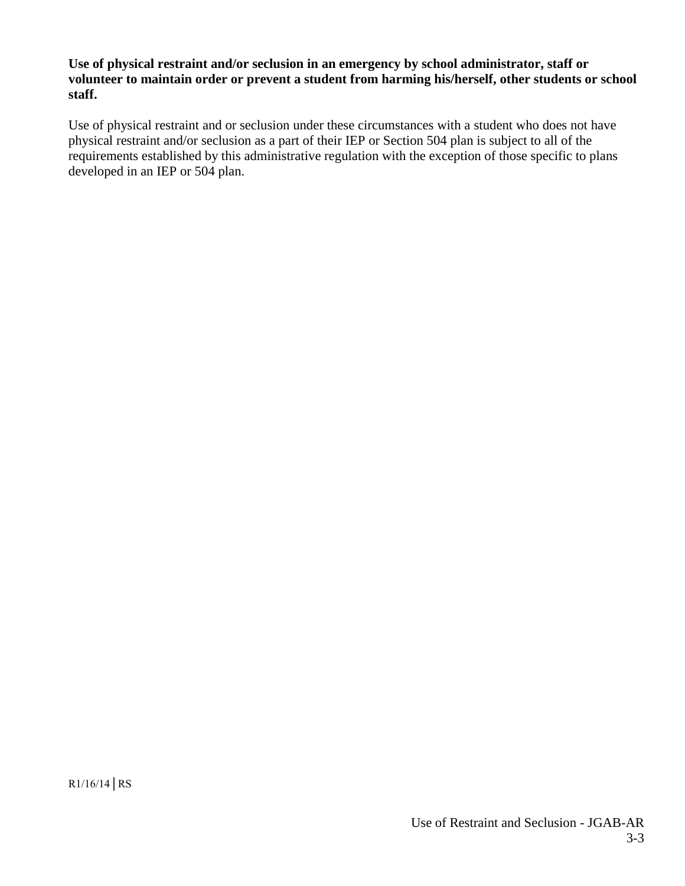**Use of physical restraint and/or seclusion in an emergency by school administrator, staff or volunteer to maintain order or prevent a student from harming his/herself, other students or school staff.**

Use of physical restraint and or seclusion under these circumstances with a student who does not have physical restraint and/or seclusion as a part of their IEP or Section 504 plan is subject to all of the requirements established by this administrative regulation with the exception of those specific to plans developed in an IEP or 504 plan.

R1/16/14│RS